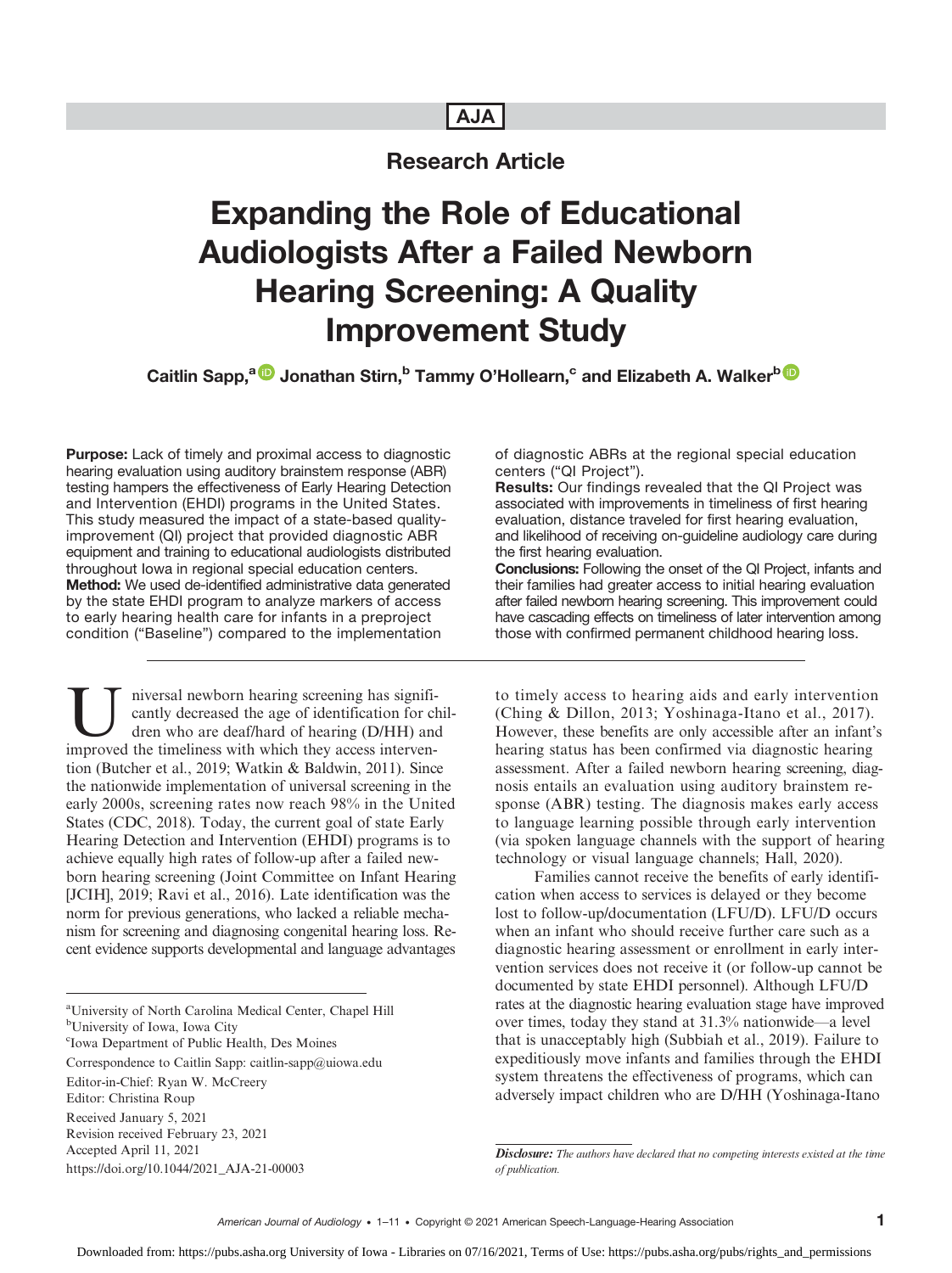Research Article

# Expanding the Role of Educational Audiologists After a Failed Newborn Hearing Screening: A Quality Improvement Study

**Caitlin Sapp,[a] Jonathan Stirn,[b] Tammy O'Hollearn,[c] and Elizabeth A. Walker[b]**

**Purpose:** Lack of timely and proximal access to diagnostic hearing evaluation using auditory brainstem response (ABR) testing hampers the effectiveness of Early Hearing Detection and Intervention (EHDI) programs in the United States. This study measured the impact of a state-based quality-improvement (QI) project that provided diagnostic ABR equipment and training to educational audiologists distributed throughout Iowa in regional special education centers.

**Method:** We used de-identified administrative data generated by the state EHDI program to analyze markers of access to early hearing health care for infants in a preproject condition ("Baseline") compared to the implementation of diagnostic ABRs at the regional special education centers ("QI Project").

**Results:** Our findings revealed that the QI Project was associated with improvements in timeliness of first hearing evaluation, distance traveled for first hearing evaluation, and likelihood of receiving on-guideline audiology care during the first hearing evaluation.

**Conclusions:** Following the onset of the QI Project, infants and their families had greater access to initial hearing evaluation after failed newborn hearing screening. This improvement could have cascading effects on timeliness of later intervention among those with confirmed permanent childhood hearing loss.

---

Universal newborn hearing screening has significantly decreased the age of identification for children who are deaf/hard of hearing (D/HH) and improved the timeliness with which they access intervention (Butcher et al., 2019; Watkin & Baldwin, 2011). Since the nationwide implementation of universal screening in the early 2000s, screening rates now reach 98% in the United States (CDC, 2018). Today, the current goal of state Early Hearing Detection and Intervention (EHDI) programs is to achieve equally high rates of follow-up after a failed newborn hearing screening (Joint Committee on Infant Hearing [JCIH], 2019; Ravi et al., 2016). Late identification was the norm for previous generations, who lacked a reliable mechanism for screening and diagnosing congenital hearing loss. Recent evidence supports developmental and language advantages to timely access to hearing aids and early intervention (Ching & Dillon, 2013; Yoshinaga-Itano et al., 2017). However, these benefits are only accessible after an infant's hearing status has been confirmed via diagnostic hearing assessment. After a failed newborn hearing screening, diagnosis entails an evaluation using auditory brainstem response (ABR) testing. The diagnosis makes early access to language learning possible through early intervention (via spoken language channels with the support of hearing technology or visual language channels; Hall, 2020).

Families cannot receive the benefits of early identification when access to services is delayed or they become lost to follow-up/documentation (LFU/D). LFU/D occurs when an infant who should receive further care such as a diagnostic hearing assessment or enrollment in early intervention services does not receive it (or follow-up cannot be documented by state EHDI personnel). Although LFU/D rates at the diagnostic hearing evaluation stage have improved over times, today they stand at 31.3% nationwide—a level that is unacceptably high (Subbiah et al., 2019). Failure to expeditiously move infants and families through the EHDI system threatens the effectiveness of programs, which can adversely impact children who are D/HH (Yoshinaga-Itano

---

[a]University of North Carolina Medical Center, Chapel Hill
[b]University of Iowa, Iowa City
[c]Iowa Department of Public Health, Des Moines

Correspondence to Caitlin Sapp: caitlin-sapp@uiowa.edu

Editor-in-Chief: Ryan W. McCreery
Editor: Christina Roup

Received January 5, 2021
Revision received February 23, 2021
Accepted April 11, 2021
https://doi.org/10.1044/2021_AJA-21-00003

*Disclosure: The authors have declared that no competing interests existed at the time of publication.*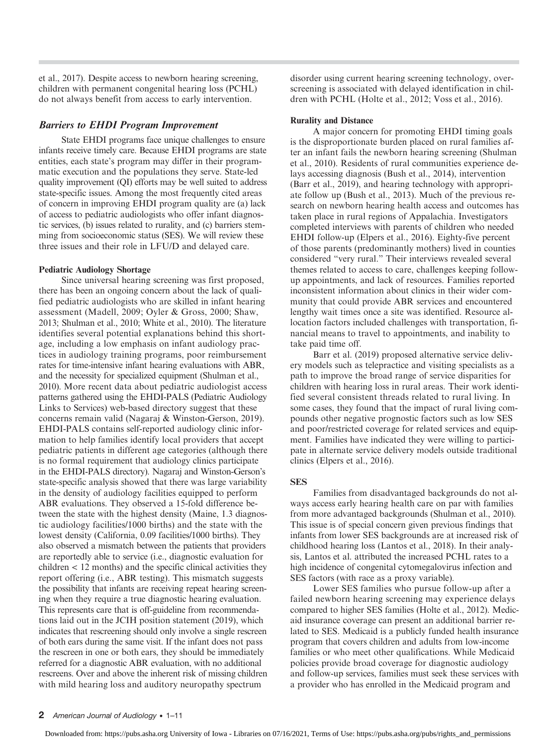et al., 2017). Despite access to newborn hearing screening, children with permanent congenital hearing loss (PCHL) do not always benefit from access to early intervention.

## *Barriers to EHDI Program Improvement*

State EHDI programs face unique challenges to ensure infants receive timely care. Because EHDI programs are state entities, each state's program may differ in their programmatic execution and the populations they serve. State-led quality improvement (QI) efforts may be well suited to address state-specific issues. Among the most frequently cited areas of concern in improving EHDI program quality are (a) lack of access to pediatric audiologists who offer infant diagnostic services, (b) issues related to rurality, and (c) barriers stemming from socioeconomic status (SES). We will review these three issues and their role in LFU/D and delayed care.

### Pediatric Audiology Shortage

Since universal hearing screening was first proposed, there has been an ongoing concern about the lack of qualified pediatric audiologists who are skilled in infant hearing assessment (Madell, 2009; Oyler & Gross, 2000; Shaw, 2013; Shulman et al., 2010; White et al., 2010). The literature identifies several potential explanations behind this shortage, including a low emphasis on infant audiology practices in audiology training programs, poor reimbursement rates for time-intensive infant hearing evaluations with ABR, and the necessity for specialized equipment (Shulman et al., 2010). More recent data about pediatric audiologist access patterns gathered using the EHDI-PALS (Pediatric Audiology Links to Services) web-based directory suggest that these concerns remain valid (Nagaraj & Winston-Gerson, 2019). EHDI-PALS contains self-reported audiology clinic information to help families identify local providers that accept pediatric patients in different age categories (although there is no formal requirement that audiology clinics participate in the EHDI-PALS directory). Nagaraj and Winston-Gerson's state-specific analysis showed that there was large variability in the density of audiology facilities equipped to perform ABR evaluations. They observed a 15-fold difference between the state with the highest density (Maine, 1.3 diagnostic audiology facilities/1000 births) and the state with the lowest density (California, 0.09 facilities/1000 births). They also observed a mismatch between the patients that providers are reportedly able to service (i.e., diagnostic evaluation for children < 12 months) and the specific clinical activities they report offering (i.e., ABR testing). This mismatch suggests the possibility that infants are receiving repeat hearing screening when they require a true diagnostic hearing evaluation. This represents care that is off-guideline from recommendations laid out in the JCIH position statement (2019), which indicates that rescreening should only involve a single rescreen of both ears during the same visit. If the infant does not pass the rescreen in one or both ears, they should be immediately referred for a diagnostic ABR evaluation, with no additional rescreens. Over and above the inherent risk of missing children with mild hearing loss and auditory neuropathy spectrum disorder using current hearing screening technology, overscreening is associated with delayed identification in children with PCHL (Holte et al., 2012; Voss et al., 2016).

### Rurality and Distance

A major concern for promoting EHDI timing goals is the disproportionate burden placed on rural families after an infant fails the newborn hearing screening (Shulman et al., 2010). Residents of rural communities experience delays accessing diagnosis (Bush et al., 2014), intervention (Barr et al., 2019), and hearing technology with appropriate follow up (Bush et al., 2013). Much of the previous research on newborn hearing health access and outcomes has taken place in rural regions of Appalachia. Investigators completed interviews with parents of children who needed EHDI follow-up (Elpers et al., 2016). Eighty-five percent of those parents (predominantly mothers) lived in counties considered "very rural." Their interviews revealed several themes related to access to care, challenges keeping follow-up appointments, and lack of resources. Families reported inconsistent information about clinics in their wider community that could provide ABR services and encountered lengthy wait times once a site was identified. Resource allocation factors included challenges with transportation, financial means to travel to appointments, and inability to take paid time off.

Barr et al. (2019) proposed alternative service delivery models such as telepractice and visiting specialists as a path to improve the broad range of service disparities for children with hearing loss in rural areas. Their work identified several consistent threads related to rural living. In some cases, they found that the impact of rural living compounds other negative prognostic factors such as low SES and poor/restricted coverage for related services and equipment. Families have indicated they were willing to participate in alternate service delivery models outside traditional clinics (Elpers et al., 2016).

### SES

Families from disadvantaged backgrounds do not always access early hearing health care on par with families from more advantaged backgrounds (Shulman et al., 2010). This issue is of special concern given previous findings that infants from lower SES backgrounds are at increased risk of childhood hearing loss (Lantos et al., 2018). In their analysis, Lantos et al. attributed the increased PCHL rates to a high incidence of congenital cytomegalovirus infection and SES factors (with race as a proxy variable).

Lower SES families who pursue follow-up after a failed newborn hearing screening may experience delays compared to higher SES families (Holte et al., 2012). Medicaid insurance coverage can present an additional barrier related to SES. Medicaid is a publicly funded health insurance program that covers children and adults from low-income families or who meet other qualifications. While Medicaid policies provide broad coverage for diagnostic audiology and follow-up services, families must seek these services with a provider who has enrolled in the Medicaid program and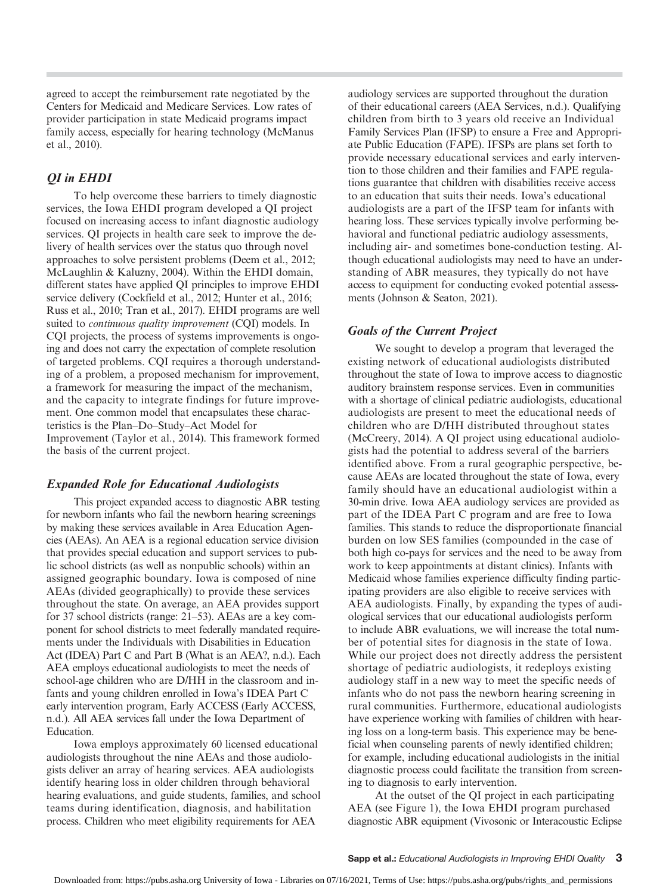agreed to accept the reimbursement rate negotiated by the Centers for Medicaid and Medicare Services. Low rates of provider participation in state Medicaid programs impact family access, especially for hearing technology (McManus et al., 2010).

### *QI in EHDI*

To help overcome these barriers to timely diagnostic services, the Iowa EHDI program developed a QI project focused on increasing access to infant diagnostic audiology services. QI projects in health care seek to improve the delivery of health services over the status quo through novel approaches to solve persistent problems (Deem et al., 2012; McLaughlin & Kaluzny, 2004). Within the EHDI domain, different states have applied QI principles to improve EHDI service delivery (Cockfield et al., 2012; Hunter et al., 2016; Russ et al., 2010; Tran et al., 2017). EHDI programs are well suited to *continuous quality improvement* (CQI) models. In CQI projects, the process of systems improvements is ongoing and does not carry the expectation of complete resolution of targeted problems. CQI requires a thorough understanding of a problem, a proposed mechanism for improvement, a framework for measuring the impact of the mechanism, and the capacity to integrate findings for future improvement. One common model that encapsulates these characteristics is the Plan–Do–Study–Act Model for Improvement (Taylor et al., 2014). This framework formed the basis of the current project.

### *Expanded Role for Educational Audiologists*

This project expanded access to diagnostic ABR testing for newborn infants who fail the newborn hearing screenings by making these services available in Area Education Agencies (AEAs). An AEA is a regional education service division that provides special education and support services to public school districts (as well as nonpublic schools) within an assigned geographic boundary. Iowa is composed of nine AEAs (divided geographically) to provide these services throughout the state. On average, an AEA provides support for 37 school districts (range: 21–53). AEAs are a key component for school districts to meet federally mandated requirements under the Individuals with Disabilities in Education Act (IDEA) Part C and Part B (What is an AEA?, n.d.). Each AEA employs educational audiologists to meet the needs of school-age children who are D/HH in the classroom and infants and young children enrolled in Iowa's IDEA Part C early intervention program, Early ACCESS (Early ACCESS, n.d.). All AEA services fall under the Iowa Department of Education.

Iowa employs approximately 60 licensed educational audiologists throughout the nine AEAs and those audiologists deliver an array of hearing services. AEA audiologists identify hearing loss in older children through behavioral hearing evaluations, and guide students, families, and school teams during identification, diagnosis, and habilitation process. Children who meet eligibility requirements for AEA audiology services are supported throughout the duration of their educational careers (AEA Services, n.d.). Qualifying children from birth to 3 years old receive an Individual Family Services Plan (IFSP) to ensure a Free and Appropriate Public Education (FAPE). IFSPs are plans set forth to provide necessary educational services and early intervention to those children and their families and FAPE regulations guarantee that children with disabilities receive access to an education that suits their needs. Iowa's educational audiologists are a part of the IFSP team for infants with hearing loss. These services typically involve performing behavioral and functional pediatric audiology assessments, including air- and sometimes bone-conduction testing. Although educational audiologists may need to have an understanding of ABR measures, they typically do not have access to equipment for conducting evoked potential assessments (Johnson & Seaton, 2021).

### *Goals of the Current Project*

We sought to develop a program that leveraged the existing network of educational audiologists distributed throughout the state of Iowa to improve access to diagnostic auditory brainstem response services. Even in communities with a shortage of clinical pediatric audiologists, educational audiologists are present to meet the educational needs of children who are D/HH distributed throughout states (McCreery, 2014). A QI project using educational audiologists had the potential to address several of the barriers identified above. From a rural geographic perspective, because AEAs are located throughout the state of Iowa, every family should have an educational audiologist within a 30-min drive. Iowa AEA audiology services are provided as part of the IDEA Part C program and are free to Iowa families. This stands to reduce the disproportionate financial burden on low SES families (compounded in the case of both high co-pays for services and the need to be away from work to keep appointments at distant clinics). Infants with Medicaid whose families experience difficulty finding participating providers are also eligible to receive services with AEA audiologists. Finally, by expanding the types of audiological services that our educational audiologists perform to include ABR evaluations, we will increase the total number of potential sites for diagnosis in the state of Iowa. While our project does not directly address the persistent shortage of pediatric audiologists, it redeploys existing audiology staff in a new way to meet the specific needs of infants who do not pass the newborn hearing screening in rural communities. Furthermore, educational audiologists have experience working with families of children with hearing loss on a long-term basis. This experience may be beneficial when counseling parents of newly identified children; for example, including educational audiologists in the initial diagnostic process could facilitate the transition from screening to diagnosis to early intervention.

At the outset of the QI project in each participating AEA (see Figure 1), the Iowa EHDI program purchased diagnostic ABR equipment (Vivosonic or Interacoustic Eclipse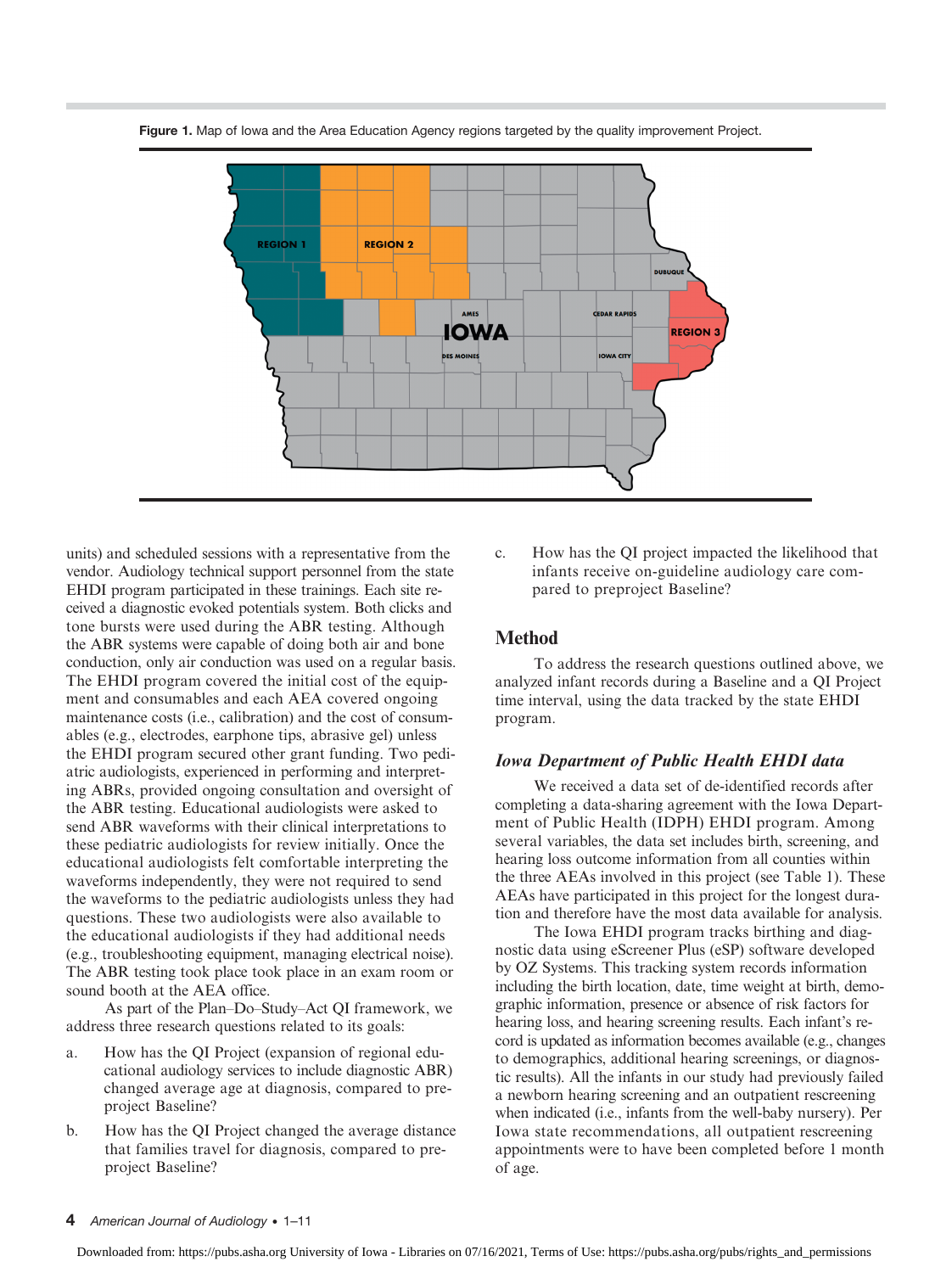Figure 1. Map of Iowa and the Area Education Agency regions targeted by the quality improvement Project.

units) and scheduled sessions with a representative from the vendor. Audiology technical support personnel from the state EHDI program participated in these trainings. Each site received a diagnostic evoked potentials system. Both clicks and tone bursts were used during the ABR testing. Although the ABR systems were capable of doing both air and bone conduction, only air conduction was used on a regular basis. The EHDI program covered the initial cost of the equipment and consumables and each AEA covered ongoing maintenance costs (i.e., calibration) and the cost of consumables (e.g., electrodes, earphone tips, abrasive gel) unless the EHDI program secured other grant funding. Two pediatric audiologists, experienced in performing and interpreting ABRs, provided ongoing consultation and oversight of the ABR testing. Educational audiologists were asked to send ABR waveforms with their clinical interpretations to these pediatric audiologists for review initially. Once the educational audiologists felt comfortable interpreting the waveforms independently, they were not required to send the waveforms to the pediatric audiologists unless they had questions. These two audiologists were also available to the educational audiologists if they had additional needs (e.g., troubleshooting equipment, managing electrical noise). The ABR testing took place took place in an exam room or sound booth at the AEA office.

As part of the Plan–Do–Study–Act QI framework, we address three research questions related to its goals:

a. How has the QI Project (expansion of regional educational audiology services to include diagnostic ABR) changed average age at diagnosis, compared to preproject Baseline?
b. How has the QI Project changed the average distance that families travel for diagnosis, compared to preproject Baseline?
c. How has the QI project impacted the likelihood that infants receive on-guideline audiology care compared to preproject Baseline?

## Method

To address the research questions outlined above, we analyzed infant records during a Baseline and a QI Project time interval, using the data tracked by the state EHDI program.

### *Iowa Department of Public Health EHDI data*

We received a data set of de-identified records after completing a data-sharing agreement with the Iowa Department of Public Health (IDPH) EHDI program. Among several variables, the data set includes birth, screening, and hearing loss outcome information from all counties within the three AEAs involved in this project (see Table 1). These AEAs have participated in this project for the longest duration and therefore have the most data available for analysis.

The Iowa EHDI program tracks birthing and diagnostic data using eScreener Plus (eSP) software developed by OZ Systems. This tracking system records information including the birth location, date, time weight at birth, demographic information, presence or absence of risk factors for hearing loss, and hearing screening results. Each infant's record is updated as information becomes available (e.g., changes to demographics, additional hearing screenings, or diagnostic results). All the infants in our study had previously failed a newborn hearing screening and an outpatient rescreening when indicated (i.e., infants from the well-baby nursery). Per Iowa state recommendations, all outpatient rescreening appointments were to have been completed before 1 month of age.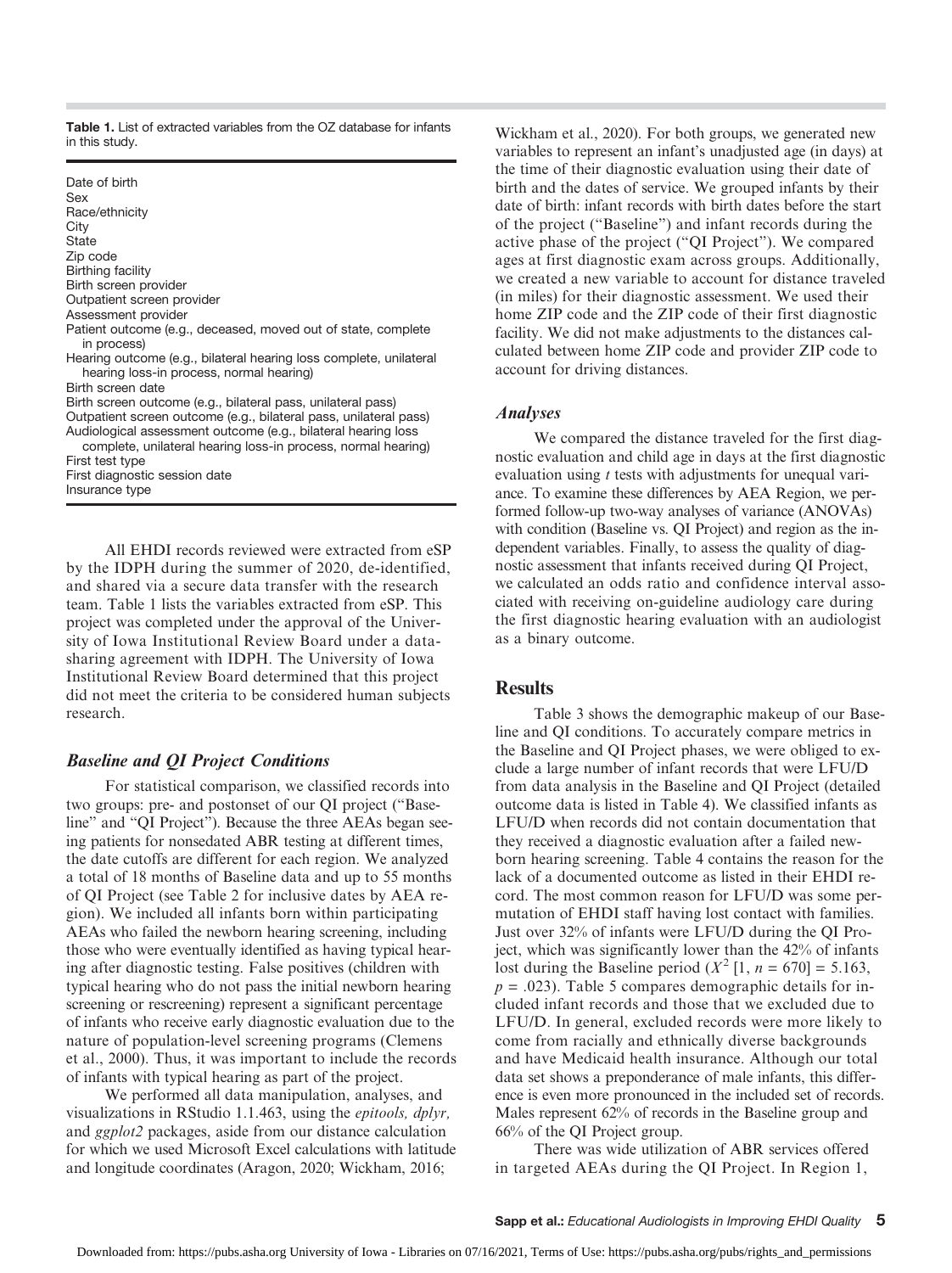**Table 1.** List of extracted variables from the OZ database for infants in this study.

| |
|---|
| Date of birth |
| Sex |
| Race/ethnicity |
| City |
| State |
| Zip code |
| Birthing facility |
| Birth screen provider |
| Outpatient screen provider |
| Assessment provider |
| Patient outcome (e.g., deceased, moved out of state, complete in process) |
| Hearing outcome (e.g., bilateral hearing loss complete, unilateral hearing loss-in process, normal hearing) |
| Birth screen date |
| Birth screen outcome (e.g., bilateral pass, unilateral pass) |
| Outpatient screen outcome (e.g., bilateral pass, unilateral pass) |
| Audiological assessment outcome (e.g., bilateral hearing loss complete, unilateral hearing loss-in process, normal hearing) |
| First test type |
| First diagnostic session date |
| Insurance type |

All EHDI records reviewed were extracted from eSP by the IDPH during the summer of 2020, de-identified, and shared via a secure data transfer with the research team. Table 1 lists the variables extracted from eSP. This project was completed under the approval of the University of Iowa Institutional Review Board under a data-sharing agreement with IDPH. The University of Iowa Institutional Review Board determined that this project did not meet the criteria to be considered human subjects research.

### Baseline and QI Project Conditions

For statistical comparison, we classified records into two groups: pre- and postonset of our QI project ("Baseline" and "QI Project"). Because the three AEAs began seeing patients for nonsedated ABR testing at different times, the date cutoffs are different for each region. We analyzed a total of 18 months of Baseline data and up to 55 months of QI Project (see Table 2 for inclusive dates by AEA region). We included all infants born within participating AEAs who failed the newborn hearing screening, including those who were eventually identified as having typical hearing after diagnostic testing. False positives (children with typical hearing who do not pass the initial newborn hearing screening or rescreening) represent a significant percentage of infants who receive early diagnostic evaluation due to the nature of population-level screening programs (Clemens et al., 2000). Thus, it was important to include the records of infants with typical hearing as part of the project.

We performed all data manipulation, analyses, and visualizations in RStudio 1.1.463, using the *epitools, dplyr,* and *ggplot2* packages, aside from our distance calculation for which we used Microsoft Excel calculations with latitude and longitude coordinates (Aragon, 2020; Wickham, 2016; Wickham et al., 2020). For both groups, we generated new variables to represent an infant's unadjusted age (in days) at the time of their diagnostic evaluation using their date of birth and the dates of service. We grouped infants by their date of birth: infant records with birth dates before the start of the project ("Baseline") and infant records during the active phase of the project ("QI Project"). We compared ages at first diagnostic exam across groups. Additionally, we created a new variable to account for distance traveled (in miles) for their diagnostic assessment. We used their home ZIP code and the ZIP code of their first diagnostic facility. We did not make adjustments to the distances calculated between home ZIP code and provider ZIP code to account for driving distances.

### Analyses

We compared the distance traveled for the first diagnostic evaluation and child age in days at the first diagnostic evaluation using *t* tests with adjustments for unequal variance. To examine these differences by AEA Region, we performed follow-up two-way analyses of variance (ANOVAs) with condition (Baseline vs. QI Project) and region as the independent variables. Finally, to assess the quality of diagnostic assessment that infants received during QI Project, we calculated an odds ratio and confidence interval associated with receiving on-guideline audiology care during the first diagnostic hearing evaluation with an audiologist as a binary outcome.

## Results

Table 3 shows the demographic makeup of our Baseline and QI conditions. To accurately compare metrics in the Baseline and QI Project phases, we were obliged to exclude a large number of infant records that were LFU/D from data analysis in the Baseline and QI Project (detailed outcome data is listed in Table 4). We classified infants as LFU/D when records did not contain documentation that they received a diagnostic evaluation after a failed newborn hearing screening. Table 4 contains the reason for the lack of a documented outcome as listed in their EHDI record. The most common reason for LFU/D was some permutation of EHDI staff having lost contact with families. Just over 32% of infants were LFU/D during the QI Project, which was significantly lower than the 42% of infants lost during the Baseline period ($X^2$ [1, $n$ = 670] = 5.163, $p$ = .023). Table 5 compares demographic details for included infant records and those that we excluded due to LFU/D. In general, excluded records were more likely to come from racially and ethnically diverse backgrounds and have Medicaid health insurance. Although our total data set shows a preponderance of male infants, this difference is even more pronounced in the included set of records. Males represent 62% of records in the Baseline group and 66% of the QI Project group.

There was wide utilization of ABR services offered in targeted AEAs during the QI Project. In Region 1,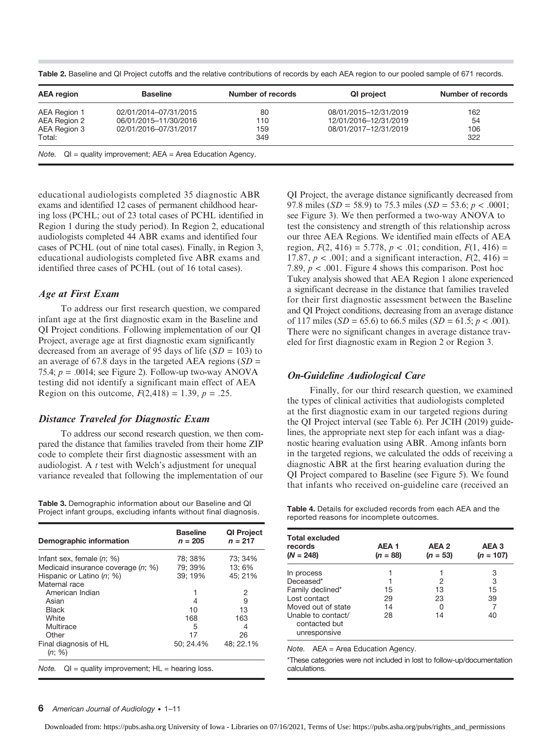Table 2. Baseline and QI Project cutoffs and the relative contributions of records by each AEA region to our pooled sample of 671 records.

| AEA region | Baseline | Number of records | QI project | Number of records |
|---|---|---|---|---|
| AEA Region 1 | 02/01/2014–07/31/2015 | 80 | 08/01/2015–12/31/2019 | 162 |
| AEA Region 2 | 06/01/2015–11/30/2016 | 110 | 12/01/2016–12/31/2019 | 54 |
| AEA Region 3 | 02/01/2016–07/31/2017 | 159 | 08/01/2017–12/31/2019 | 106 |
| Total: | | 349 | | 322 |

*Note.* QI = quality improvement; AEA = Area Education Agency.

educational audiologists completed 35 diagnostic ABR exams and identified 12 cases of permanent childhood hearing loss (PCHL; out of 23 total cases of PCHL identified in Region 1 during the study period). In Region 2, educational audiologists completed 44 ABR exams and identified four cases of PCHL (out of nine total cases). Finally, in Region 3, educational audiologists completed five ABR exams and identified three cases of PCHL (out of 16 total cases).

### *Age at First Exam*

To address our first research question, we compared infant age at the first diagnostic exam in the Baseline and QI Project conditions. Following implementation of our QI Project, average age at first diagnostic exam significantly decreased from an average of 95 days of life ($SD = 103$) to an average of 67.8 days in the targeted AEA regions ($SD = 75.4$; $p = .0014$; see Figure 2). Follow-up two-way ANOVA testing did not identify a significant main effect of AEA Region on this outcome, $F(2,418) = 1.39$, $p = .25$.

### *Distance Traveled for Diagnostic Exam*

To address our second research question, we then compared the distance that families traveled from their home ZIP code to complete their first diagnostic assessment with an audiologist. A $t$ test with Welch's adjustment for unequal variance revealed that following the implementation of our QI Project, the average distance significantly decreased from 97.8 miles ($SD = 58.9$) to 75.3 miles ($SD = 53.6$; $p < .0001$; see Figure 3). We then performed a two-way ANOVA to test the consistency and strength of this relationship across our three AEA Regions. We identified main effects of AEA region, $F(2, 416) = 5.778$, $p < .01$; condition, $F(1, 416) = 17.87$, $p < .001$; and a significant interaction, $F(2, 416) = 7.89$, $p < .001$. Figure 4 shows this comparison. Post hoc Tukey analysis showed that AEA Region 1 alone experienced a significant decrease in the distance that families traveled for their first diagnostic assessment between the Baseline and QI Project conditions, decreasing from an average distance of 117 miles ($SD = 65.6$) to 66.5 miles ($SD = 61.5$; $p < .001$). There were no significant changes in average distance traveled for first diagnostic exam in Region 2 or Region 3.

Table 3. Demographic information about our Baseline and QI Project infant groups, excluding infants without final diagnosis.

| Demographic information | Baseline $n = 205$ | QI Project $n = 217$ |
|---|---|---|
| Infant sex, female (*n*; %) | 78; 38% | 73; 34% |
| Medicaid insurance coverage (*n*; %) | 79; 39% | 13; 6% |
| Hispanic or Latino (*n*; %) | 39; 19% | 45; 21% |
| Maternal race | | |
| American Indian | 1 | 2 |
| Asian | 4 | 9 |
| Black | 10 | 13 |
| White | 168 | 163 |
| Multirace | 5 | 4 |
| Other | 17 | 26 |
| Final diagnosis of HL (*n*; %) | 50; 24.4% | 48; 22.1% |

*Note.* QI = quality improvement; HL = hearing loss.

### *On-Guideline Audiological Care*

Finally, for our third research question, we examined the types of clinical activities that audiologists completed at the first diagnostic exam in our targeted regions during the QI Project interval (see Table 6). Per JCIH (2019) guidelines, the appropriate next step for each infant was a diagnostic hearing evaluation using ABR. Among infants born in the targeted regions, we calculated the odds of receiving a diagnostic ABR at the first hearing evaluation during the QI Project compared to Baseline (see Figure 5). We found that infants who received on-guideline care (received an

Table 4. Details for excluded records from each AEA and the reported reasons for incomplete outcomes.

| Total excluded records ($N = 248$) | AEA 1 ($n = 88$) | AEA 2 ($n = 53$) | AEA 3 ($n = 107$) |
|---|---|---|---|
| In process | 1 | 1 | 3 |
| Deceased* | 1 | 2 | 3 |
| Family declined* | 15 | 13 | 15 |
| Lost contact | 29 | 23 | 39 |
| Moved out of state | 14 | 0 | 7 |
| Unable to contact/ contacted but unresponsive | 28 | 14 | 40 |

*Note.* AEA = Area Education Agency.

*These categories were not included in lost to follow-up/documentation calculations.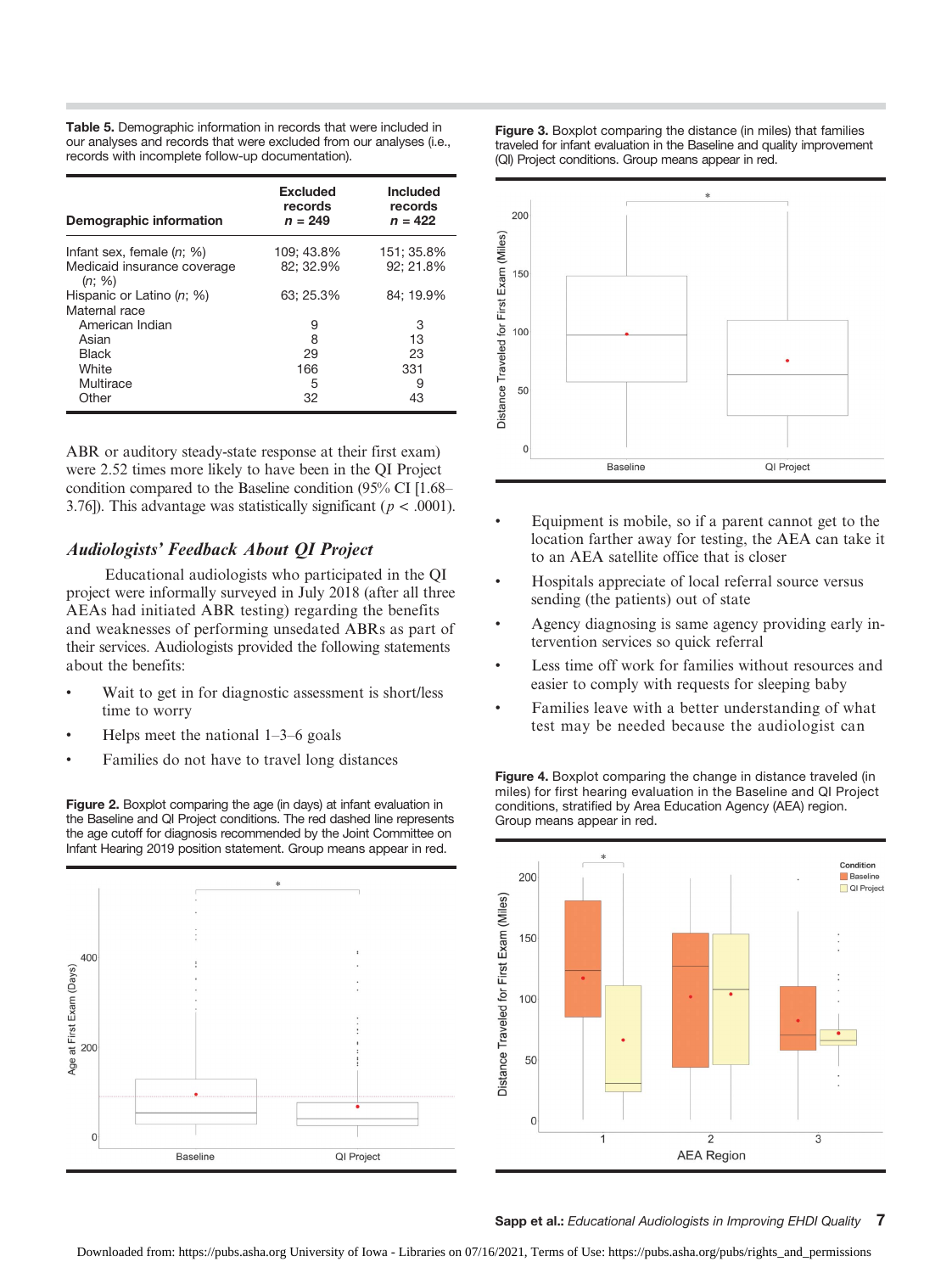**Table 5.** Demographic information in records that were included in our analyses and records that were excluded from our analyses (i.e., records with incomplete follow-up documentation).

| Demographic information | Excluded records $n$ = 249 | Included records $n$ = 422 |
|---|---|---|
| Infant sex, female ($n$; %) | 109; 43.8% | 151; 35.8% |
| Medicaid insurance coverage ($n$; %) | 82; 32.9% | 92; 21.8% |
| Hispanic or Latino ($n$; %) | 63; 25.3% | 84; 19.9% |
| Maternal race | | |
| American Indian | 9 | 3 |
| Asian | 8 | 13 |
| Black | 29 | 23 |
| White | 166 | 331 |
| Multirace | 5 | 9 |
| Other | 32 | 43 |

ABR or auditory steady-state response at their first exam) were 2.52 times more likely to have been in the QI Project condition compared to the Baseline condition (95% CI [1.68–3.76]). This advantage was statistically significant ($p$ < .0001).

## *Audiologists' Feedback About QI Project*

Educational audiologists who participated in the QI project were informally surveyed in July 2018 (after all three AEAs had initiated ABR testing) regarding the benefits and weaknesses of performing unsedated ABRs as part of their services. Audiologists provided the following statements about the benefits:

- Wait to get in for diagnostic assessment is short/less time to worry
- Helps meet the national 1–3–6 goals
- Families do not have to travel long distances
- Equipment is mobile, so if a parent cannot get to the location farther away for testing, the AEA can take it to an AEA satellite office that is closer
- Hospitals appreciate of local referral source versus sending (the patients) out of state
- Agency diagnosing is same agency providing early intervention services so quick referral
- Less time off work for families without resources and easier to comply with requests for sleeping baby
- Families leave with a better understanding of what test may be needed because the audiologist can

**Figure 2.** Boxplot comparing the age (in days) at infant evaluation in the Baseline and QI Project conditions. The red dashed line represents the age cutoff for diagnosis recommended by the Joint Committee on Infant Hearing 2019 position statement. Group means appear in red.

**Figure 3.** Boxplot comparing the distance (in miles) that families traveled for infant evaluation in the Baseline and quality improvement (QI) Project conditions. Group means appear in red.

**Figure 4.** Boxplot comparing the change in distance traveled (in miles) for first hearing evaluation in the Baseline and QI Project conditions, stratified by Area Education Agency (AEA) region. Group means appear in red.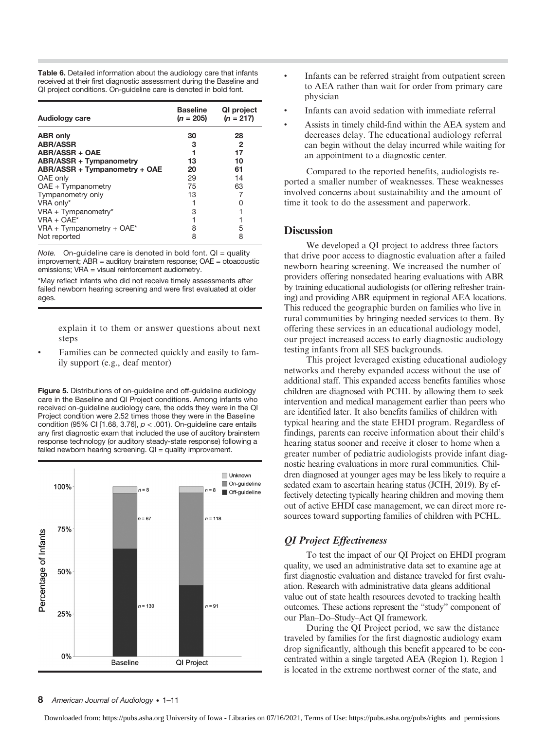**Table 6.** Detailed information about the audiology care that infants received at their first diagnostic assessment during the Baseline and QI project conditions. On-guideline care is denoted in bold font.

| Audiology care | Baseline ($n$ = 205) | QI project ($n$ = 217) |
|---|---|---|
| **ABR only** | **30** | **28** |
| **ABR/ASSR** | **3** | **2** |
| **ABR/ASSR + OAE** | **1** | **17** |
| **ABR/ASSR + Tympanometry** | **13** | **10** |
| **ABR/ASSR + Tympanometry + OAE** | **20** | **61** |
| OAE only | 29 | 14 |
| OAE + Tympanometry | 75 | 63 |
| Tympanometry only | 13 | 7 |
| VRA only* | 1 | 0 |
| VRA + Tympanometry* | 3 | 1 |
| VRA + OAE* | 1 | 1 |
| VRA + Tympanometry + OAE* | 8 | 5 |
| Not reported | 8 | 8 |

*Note.* On-guideline care is denoted in bold font. QI = quality improvement; ABR = auditory brainstem response; OAE = otoacoustic emissions; VRA = visual reinforcement audiometry.

*May reflect infants who did not receive timely assessments after failed newborn hearing screening and were first evaluated at older ages.

explain it to them or answer questions about next steps

- Families can be connected quickly and easily to family support (e.g., deaf mentor)

**Figure 5.** Distributions of on-guideline and off-guideline audiology care in the Baseline and QI Project conditions. Among infants who received on-guideline audiology care, the odds they were in the QI Project condition were 2.52 times those they were in the Baseline condition (95% CI [1.68, 3.76], $p < .001$). On-guideline care entails any first diagnostic exam that included the use of auditory brainstem response technology (or auditory steady-state response) following a failed newborn hearing screening. QI = quality improvement.

- Infants can be referred straight from outpatient screen to AEA rather than wait for order from primary care physician
- Infants can avoid sedation with immediate referral
- Assists in timely child-find within the AEA system and decreases delay. The educational audiology referral can begin without the delay incurred while waiting for an appointment to a diagnostic center.

Compared to the reported benefits, audiologists reported a smaller number of weaknesses. These weaknesses involved concerns about sustainability and the amount of time it took to do the assessment and paperwork.

## Discussion

We developed a QI project to address three factors that drive poor access to diagnostic evaluation after a failed newborn hearing screening. We increased the number of providers offering nonsedated hearing evaluations with ABR by training educational audiologists (or offering refresher training) and providing ABR equipment in regional AEA locations. This reduced the geographic burden on families who live in rural communities by bringing needed services to them. By offering these services in an educational audiology model, our project increased access to early diagnostic audiology testing infants from all SES backgrounds.

This project leveraged existing educational audiology networks and thereby expanded access without the use of additional staff. This expanded access benefits families whose children are diagnosed with PCHL by allowing them to seek intervention and medical management earlier than peers who are identified later. It also benefits families of children with typical hearing and the state EHDI program. Regardless of findings, parents can receive information about their child's hearing status sooner and receive it closer to home when a greater number of pediatric audiologists provide infant diagnostic hearing evaluations in more rural communities. Children diagnosed at younger ages may be less likely to require a sedated exam to ascertain hearing status (JCIH, 2019). By effectively detecting typically hearing children and moving them out of active EHDI case management, we can direct more resources toward supporting families of children with PCHL.

### *QI Project Effectiveness*

To test the impact of our QI Project on EHDI program quality, we used an administrative data set to examine age at first diagnostic evaluation and distance traveled for first evaluation. Research with administrative data gleans additional value out of state health resources devoted to tracking health outcomes. These actions represent the "study" component of our Plan–Do–Study–Act QI framework.

During the QI Project period, we saw the distance traveled by families for the first diagnostic audiology exam drop significantly, although this benefit appeared to be concentrated within a single targeted AEA (Region 1). Region 1 is located in the extreme northwest corner of the state, and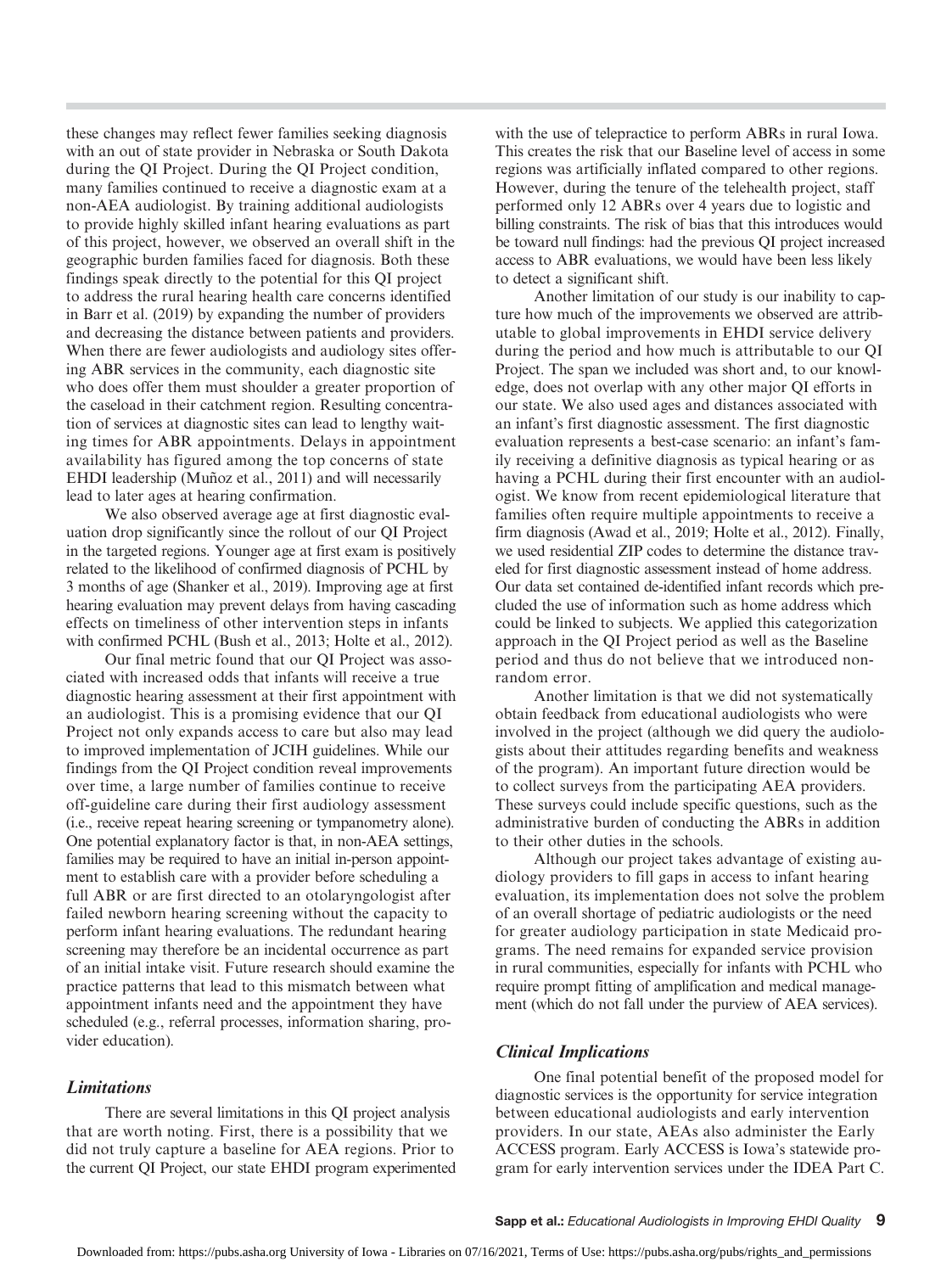these changes may reflect fewer families seeking diagnosis with an out of state provider in Nebraska or South Dakota during the QI Project. During the QI Project condition, many families continued to receive a diagnostic exam at a non-AEA audiologist. By training additional audiologists to provide highly skilled infant hearing evaluations as part of this project, however, we observed an overall shift in the geographic burden families faced for diagnosis. Both these findings speak directly to the potential for this QI project to address the rural hearing health care concerns identified in Barr et al. (2019) by expanding the number of providers and decreasing the distance between patients and providers. When there are fewer audiologists and audiology sites offering ABR services in the community, each diagnostic site who does offer them must shoulder a greater proportion of the caseload in their catchment region. Resulting concentration of services at diagnostic sites can lead to lengthy waiting times for ABR appointments. Delays in appointment availability has figured among the top concerns of state EHDI leadership (Muñoz et al., 2011) and will necessarily lead to later ages at hearing confirmation.

We also observed average age at first diagnostic evaluation drop significantly since the rollout of our QI Project in the targeted regions. Younger age at first exam is positively related to the likelihood of confirmed diagnosis of PCHL by 3 months of age (Shanker et al., 2019). Improving age at first hearing evaluation may prevent delays from having cascading effects on timeliness of other intervention steps in infants with confirmed PCHL (Bush et al., 2013; Holte et al., 2012).

Our final metric found that our QI Project was associated with increased odds that infants will receive a true diagnostic hearing assessment at their first appointment with an audiologist. This is a promising evidence that our QI Project not only expands access to care but also may lead to improved implementation of JCIH guidelines. While our findings from the QI Project condition reveal improvements over time, a large number of families continue to receive off-guideline care during their first audiology assessment (i.e., receive repeat hearing screening or tympanometry alone). One potential explanatory factor is that, in non-AEA settings, families may be required to have an initial in-person appointment to establish care with a provider before scheduling a full ABR or are first directed to an otolaryngologist after failed newborn hearing screening without the capacity to perform infant hearing evaluations. The redundant hearing screening may therefore be an incidental occurrence as part of an initial intake visit. Future research should examine the practice patterns that lead to this mismatch between what appointment infants need and the appointment they have scheduled (e.g., referral processes, information sharing, provider education).

### Limitations

There are several limitations in this QI project analysis that are worth noting. First, there is a possibility that we did not truly capture a baseline for AEA regions. Prior to the current QI Project, our state EHDI program experimented with the use of telepractice to perform ABRs in rural Iowa. This creates the risk that our Baseline level of access in some regions was artificially inflated compared to other regions. However, during the tenure of the telehealth project, staff performed only 12 ABRs over 4 years due to logistic and billing constraints. The risk of bias that this introduces would be toward null findings: had the previous QI project increased access to ABR evaluations, we would have been less likely to detect a significant shift.

Another limitation of our study is our inability to capture how much of the improvements we observed are attributable to global improvements in EHDI service delivery during the period and how much is attributable to our QI Project. The span we included was short and, to our knowledge, does not overlap with any other major QI efforts in our state. We also used ages and distances associated with an infant's first diagnostic assessment. The first diagnostic evaluation represents a best-case scenario: an infant's family receiving a definitive diagnosis as typical hearing or as having a PCHL during their first encounter with an audiologist. We know from recent epidemiological literature that families often require multiple appointments to receive a firm diagnosis (Awad et al., 2019; Holte et al., 2012). Finally, we used residential ZIP codes to determine the distance traveled for first diagnostic assessment instead of home address. Our data set contained de-identified infant records which precluded the use of information such as home address which could be linked to subjects. We applied this categorization approach in the QI Project period as well as the Baseline period and thus do not believe that we introduced non-random error.

Another limitation is that we did not systematically obtain feedback from educational audiologists who were involved in the project (although we did query the audiologists about their attitudes regarding benefits and weakness of the program). An important future direction would be to collect surveys from the participating AEA providers. These surveys could include specific questions, such as the administrative burden of conducting the ABRs in addition to their other duties in the schools.

Although our project takes advantage of existing audiology providers to fill gaps in access to infant hearing evaluation, its implementation does not solve the problem of an overall shortage of pediatric audiologists or the need for greater audiology participation in state Medicaid programs. The need remains for expanded service provision in rural communities, especially for infants with PCHL who require prompt fitting of amplification and medical management (which do not fall under the purview of AEA services).

### Clinical Implications

One final potential benefit of the proposed model for diagnostic services is the opportunity for service integration between educational audiologists and early intervention providers. In our state, AEAs also administer the Early ACCESS program. Early ACCESS is Iowa's statewide program for early intervention services under the IDEA Part C.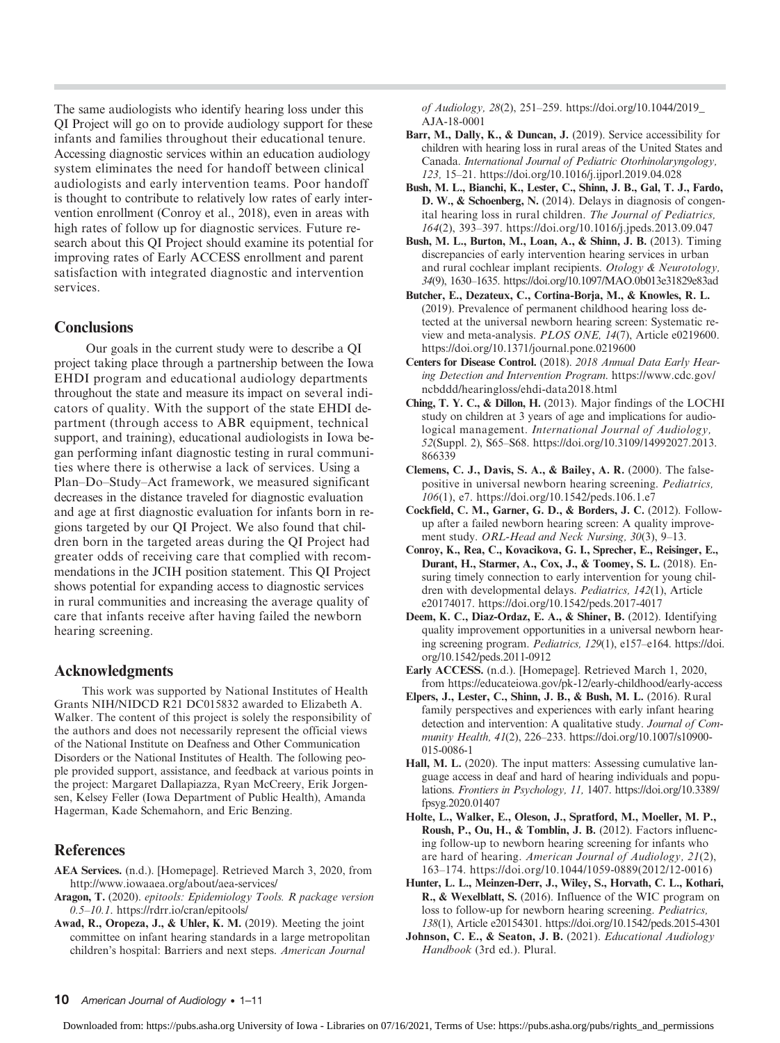The same audiologists who identify hearing loss under this QI Project will go on to provide audiology support for these infants and families throughout their educational tenure. Accessing diagnostic services within an education audiology system eliminates the need for handoff between clinical audiologists and early intervention teams. Poor handoff is thought to contribute to relatively low rates of early intervention enrollment (Conroy et al., 2018), even in areas with high rates of follow up for diagnostic services. Future research about this QI Project should examine its potential for improving rates of Early ACCESS enrollment and parent satisfaction with integrated diagnostic and intervention services.

## Conclusions

Our goals in the current study were to describe a QI project taking place through a partnership between the Iowa EHDI program and educational audiology departments throughout the state and measure its impact on several indicators of quality. With the support of the state EHDI department (through access to ABR equipment, technical support, and training), educational audiologists in Iowa began performing infant diagnostic testing in rural communities where there is otherwise a lack of services. Using a Plan–Do–Study–Act framework, we measured significant decreases in the distance traveled for diagnostic evaluation and age at first diagnostic evaluation for infants born in regions targeted by our QI Project. We also found that children born in the targeted areas during the QI Project had greater odds of receiving care that complied with recommendations in the JCIH position statement. This QI Project shows potential for expanding access to diagnostic services in rural communities and increasing the average quality of care that infants receive after having failed the newborn hearing screening.

## Acknowledgments

This work was supported by National Institutes of Health Grants NIH/NIDCD R21 DC015832 awarded to Elizabeth A. Walker. The content of this project is solely the responsibility of the authors and does not necessarily represent the official views of the National Institute on Deafness and Other Communication Disorders or the National Institutes of Health. The following people provided support, assistance, and feedback at various points in the project: Margaret Dallapiazza, Ryan McCreery, Erik Jorgensen, Kelsey Feller (Iowa Department of Public Health), Amanda Hagerman, Kade Schemahorn, and Eric Benzing.

## References

**AEA Services.** (n.d.). [Homepage]. Retrieved March 3, 2020, from http://www.iowaaea.org/about/aea-services/

**Aragon, T.** (2020). *epitools: Epidemiology Tools. R package version 0.5–10.1.* https://rdrr.io/cran/epitools/

**Awad, R., Oropeza, J., & Uhler, K. M.** (2019). Meeting the joint committee on infant hearing standards in a large metropolitan children's hospital: Barriers and next steps. *American Journal of Audiology, 28*(2), 251–259. https://doi.org/10.1044/2019_AJA-18-0001

**Barr, M., Dally, K., & Duncan, J.** (2019). Service accessibility for children with hearing loss in rural areas of the United States and Canada. *International Journal of Pediatric Otorhinolaryngology, 123,* 15–21. https://doi.org/10.1016/j.ijporl.2019.04.028

**Bush, M. L., Bianchi, K., Lester, C., Shinn, J. B., Gal, T. J., Fardo, D. W., & Schoenberg, N.** (2014). Delays in diagnosis of congenital hearing loss in rural children. *The Journal of Pediatrics, 164*(2), 393–397. https://doi.org/10.1016/j.jpeds.2013.09.047

**Bush, M. L., Burton, M., Loan, A., & Shinn, J. B.** (2013). Timing discrepancies of early intervention hearing services in urban and rural cochlear implant recipients. *Otology & Neurotology, 34*(9), 1630–1635. https://doi.org/10.1097/MAO.0b013e31829e83ad

**Butcher, E., Dezateux, C., Cortina-Borja, M., & Knowles, R. L.** (2019). Prevalence of permanent childhood hearing loss detected at the universal newborn hearing screen: Systematic review and meta-analysis. *PLOS ONE, 14*(7), Article e0219600. https://doi.org/10.1371/journal.pone.0219600

**Centers for Disease Control.** (2018). *2018 Annual Data Early Hearing Detection and Intervention Program.* https://www.cdc.gov/ncbddd/hearingloss/ehdi-data2018.html

**Ching, T. Y. C., & Dillon, H.** (2013). Major findings of the LOCHI study on children at 3 years of age and implications for audiological management. *International Journal of Audiology, 52*(Suppl. 2), S65–S68. https://doi.org/10.3109/14992027.2013.866339

**Clemens, C. J., Davis, S. A., & Bailey, A. R.** (2000). The false-positive in universal newborn hearing screening. *Pediatrics, 106*(1), e7. https://doi.org/10.1542/peds.106.1.e7

**Cockfield, C. M., Garner, G. D., & Borders, J. C.** (2012). Follow-up after a failed newborn hearing screen: A quality improvement study. *ORL-Head and Neck Nursing, 30*(3), 9–13.

**Conroy, K., Rea, C., Kovacikova, G. I., Sprecher, E., Reisinger, E., Durant, H., Starmer, A., Cox, J., & Toomey, S. L.** (2018). Ensuring timely connection to early intervention for young children with developmental delays. *Pediatrics, 142*(1), Article e20174017. https://doi.org/10.1542/peds.2017-4017

**Deem, K. C., Diaz-Ordaz, E. A., & Shiner, B.** (2012). Identifying quality improvement opportunities in a universal newborn hearing screening program. *Pediatrics, 129*(1), e157–e164. https://doi.org/10.1542/peds.2011-0912

**Early ACCESS.** (n.d.). [Homepage]. Retrieved March 1, 2020, from https://educateiowa.gov/pk-12/early-childhood/early-access

**Elpers, J., Lester, C., Shinn, J. B., & Bush, M. L.** (2016). Rural family perspectives and experiences with early infant hearing detection and intervention: A qualitative study. *Journal of Community Health, 41*(2), 226–233. https://doi.org/10.1007/s10900-015-0086-1

**Hall, M. L.** (2020). The input matters: Assessing cumulative language access in deaf and hard of hearing individuals and populations. *Frontiers in Psychology, 11,* 1407. https://doi.org/10.3389/fpsyg.2020.01407

**Holte, L., Walker, E., Oleson, J., Spratford, M., Moeller, M. P., Roush, P., Ou, H., & Tomblin, J. B.** (2012). Factors influencing follow-up to newborn hearing screening for infants who are hard of hearing. *American Journal of Audiology, 21*(2), 163–174. https://doi.org/10.1044/1059-0889(2012/12-0016)

**Hunter, L. L., Meinzen-Derr, J., Wiley, S., Horvath, C. L., Kothari, R., & Wexelblatt, S.** (2016). Influence of the WIC program on loss to follow-up for newborn hearing screening. *Pediatrics, 138*(1), Article e20154301. https://doi.org/10.1542/peds.2015-4301

**Johnson, C. E., & Seaton, J. B.** (2021). *Educational Audiology Handbook* (3rd ed.). Plural.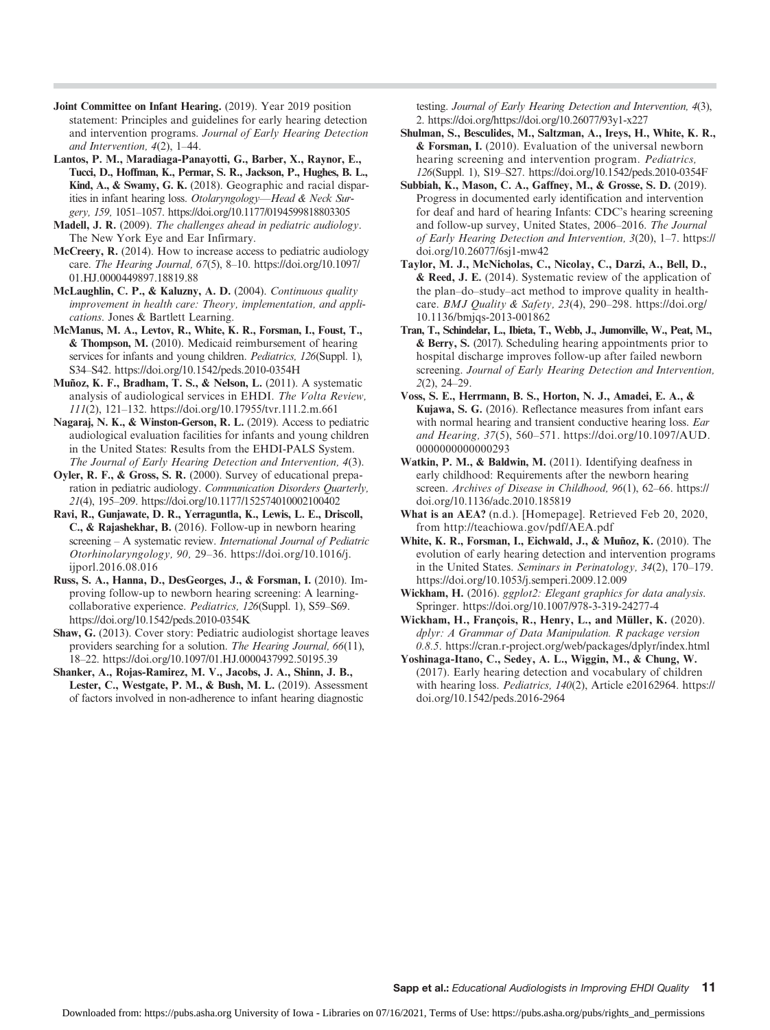**Joint Committee on Infant Hearing.** (2019). Year 2019 position statement: Principles and guidelines for early hearing detection and intervention programs. *Journal of Early Hearing Detection and Intervention, 4*(2), 1–44.

**Lantos, P. M., Maradiaga-Panayotti, G., Barber, X., Raynor, E., Tucci, D., Hoffman, K., Permar, S. R., Jackson, P., Hughes, B. L., Kind, A., & Swamy, G. K.** (2018). Geographic and racial disparities in infant hearing loss. *Otolaryngology—Head & Neck Surgery, 159,* 1051–1057. https://doi.org/10.1177/0194599818803305

**Madell, J. R.** (2009). *The challenges ahead in pediatric audiology*. The New York Eye and Ear Infirmary.

**McCreery, R.** (2014). How to increase access to pediatric audiology care. *The Hearing Journal, 67*(5), 8–10. https://doi.org/10.1097/01.HJ.0000449897.18819.88

**McLaughlin, C. P., & Kaluzny, A. D.** (2004). *Continuous quality improvement in health care: Theory, implementation, and applications*. Jones & Bartlett Learning.

**McManus, M. A., Levtov, R., White, K. R., Forsman, I., Foust, T., & Thompson, M.** (2010). Medicaid reimbursement of hearing services for infants and young children. *Pediatrics, 126*(Suppl. 1), S34–S42. https://doi.org/10.1542/peds.2010-0354H

**Muñoz, K. F., Bradham, T. S., & Nelson, L.** (2011). A systematic analysis of audiological services in EHDI. *The Volta Review, 111*(2), 121–132. https://doi.org/10.17955/tvr.111.2.m.661

**Nagaraj, N. K., & Winston-Gerson, R. L.** (2019). Access to pediatric audiological evaluation facilities for infants and young children in the United States: Results from the EHDI-PALS System. *The Journal of Early Hearing Detection and Intervention, 4*(3).

**Oyler, R. F., & Gross, S. R.** (2000). Survey of educational preparation in pediatric audiology. *Communication Disorders Quarterly, 21*(4), 195–209. https://doi.org/10.1177/152574010002100402

**Ravi, R., Gunjawate, D. R., Yerraguntla, K., Lewis, L. E., Driscoll, C., & Rajashekhar, B.** (2016). Follow-up in newborn hearing screening – A systematic review. *International Journal of Pediatric Otorhinolaryngology, 90,* 29–36. https://doi.org/10.1016/j.ijporl.2016.08.016

**Russ, S. A., Hanna, D., DesGeorges, J., & Forsman, I.** (2010). Improving follow-up to newborn hearing screening: A learning-collaborative experience. *Pediatrics, 126*(Suppl. 1), S59–S69. https://doi.org/10.1542/peds.2010-0354K

**Shaw, G.** (2013). Cover story: Pediatric audiologist shortage leaves providers searching for a solution. *The Hearing Journal, 66*(11), 18–22. https://doi.org/10.1097/01.HJ.0000437992.50195.39

**Shanker, A., Rojas-Ramirez, M. V., Jacobs, J. A., Shinn, J. B., Lester, C., Westgate, P. M., & Bush, M. L.** (2019). Assessment of factors involved in non-adherence to infant hearing diagnostic testing. *Journal of Early Hearing Detection and Intervention, 4*(3), 2. https://doi.org/https://doi.org/10.26077/93y1-x227

**Shulman, S., Besculides, M., Saltzman, A., Ireys, H., White, K. R., & Forsman, I.** (2010). Evaluation of the universal newborn hearing screening and intervention program. *Pediatrics, 126*(Suppl. 1), S19–S27. https://doi.org/10.1542/peds.2010-0354F

**Subbiah, K., Mason, C. A., Gaffney, M., & Grosse, S. D.** (2019). Progress in documented early identification and intervention for deaf and hard of hearing Infants: CDC's hearing screening and follow-up survey, United States, 2006–2016. *The Journal of Early Hearing Detection and Intervention, 3*(20), 1–7. https://doi.org/10.26077/6sj1-mw42

**Taylor, M. J., McNicholas, C., Nicolay, C., Darzi, A., Bell, D., & Reed, J. E.** (2014). Systematic review of the application of the plan–do–study–act method to improve quality in healthcare. *BMJ Quality & Safety, 23*(4), 290–298. https://doi.org/10.1136/bmjqs-2013-001862

**Tran, T., Schindelar, L., Ibieta, T., Webb, J., Jumonville, W., Peat, M., & Berry, S.** (2017). Scheduling hearing appointments prior to hospital discharge improves follow-up after failed newborn screening. *Journal of Early Hearing Detection and Intervention, 2*(2), 24–29.

**Voss, S. E., Herrmann, B. S., Horton, N. J., Amadei, E. A., & Kujawa, S. G.** (2016). Reflectance measures from infant ears with normal hearing and transient conductive hearing loss. *Ear and Hearing, 37*(5), 560–571. https://doi.org/10.1097/AUD.0000000000000293

**Watkin, P. M., & Baldwin, M.** (2011). Identifying deafness in early childhood: Requirements after the newborn hearing screen. *Archives of Disease in Childhood, 96*(1), 62–66. https://doi.org/10.1136/adc.2010.185819

**What is an AEA?** (n.d.). [Homepage]. Retrieved Feb 20, 2020, from http://teachiowa.gov/pdf/AEA.pdf

**White, K. R., Forsman, I., Eichwald, J., & Muñoz, K.** (2010). The evolution of early hearing detection and intervention programs in the United States. *Seminars in Perinatology, 34*(2), 170–179. https://doi.org/10.1053/j.semperi.2009.12.009

**Wickham, H.** (2016). *ggplot2: Elegant graphics for data analysis*. Springer. https://doi.org/10.1007/978-3-319-24277-4

**Wickham, H., François, R., Henry, L., and Müller, K.** (2020). *dplyr: A Grammar of Data Manipulation. R package version 0.8.5*. https://cran.r-project.org/web/packages/dplyr/index.html

**Yoshinaga-Itano, C., Sedey, A. L., Wiggin, M., & Chung, W.** (2017). Early hearing detection and vocabulary of children with hearing loss. *Pediatrics, 140*(2), Article e20162964. https://doi.org/10.1542/peds.2016-2964